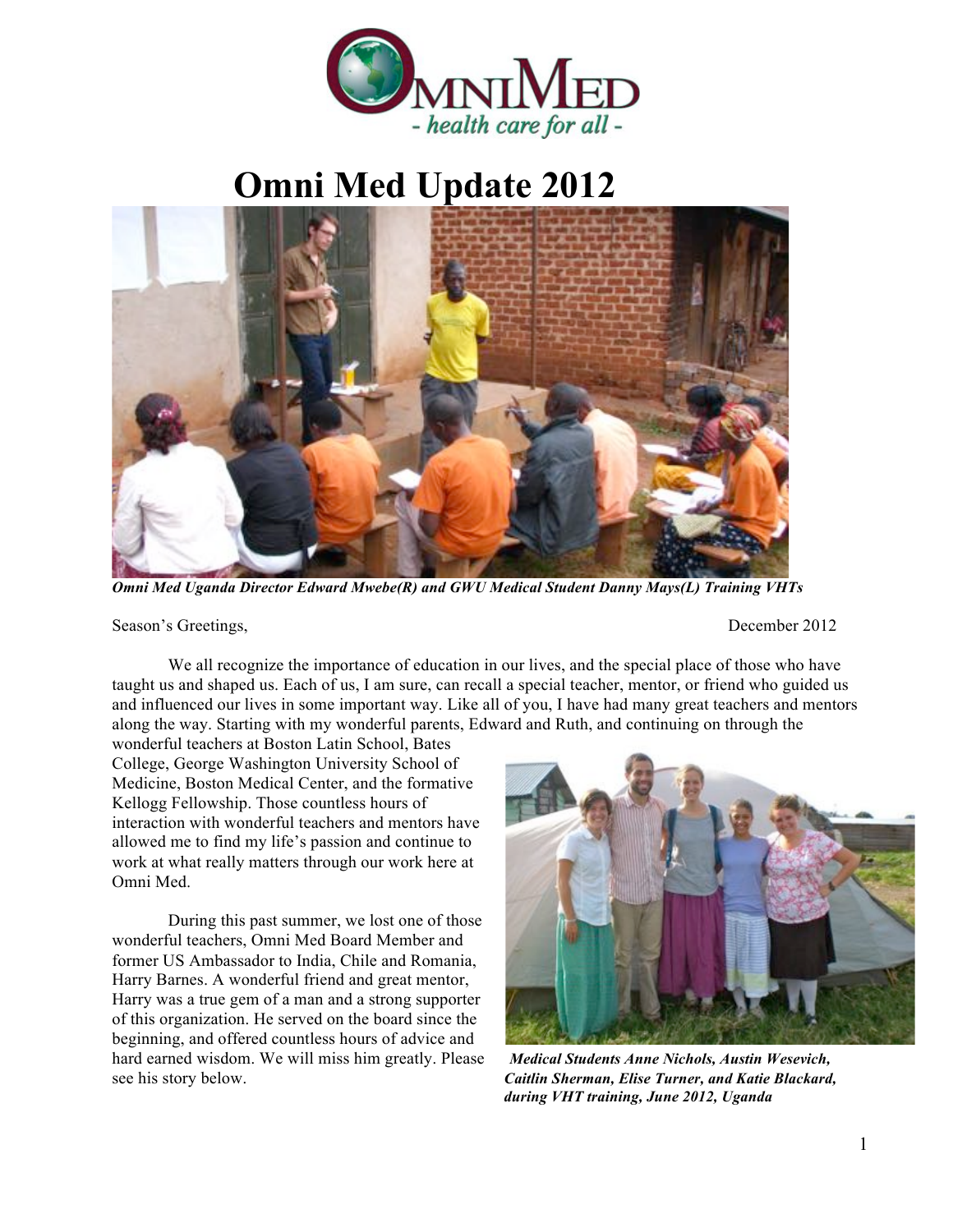OMNIMED

*- health care for all -*

# Omni Med Update 2012

***Omni Med Uganda Director Edward Mwebe(R) and GWU Medical Student Danny Mays(L) Training VHTs***

Season's Greetings, December 2012

We all recognize the importance of education in our lives, and the special place of those who have taught us and shaped us. Each of us, I am sure, can recall a special teacher, mentor, or friend who guided us and influenced our lives in some important way. Like all of you, I have had many great teachers and mentors along the way. Starting with my wonderful parents, Edward and Ruth, and continuing on through the wonderful teachers at Boston Latin School, Bates College, George Washington University School of Medicine, Boston Medical Center, and the formative Kellogg Fellowship. Those countless hours of interaction with wonderful teachers and mentors have allowed me to find my life's passion and continue to work at what really matters through our work here at Omni Med.

During this past summer, we lost one of those wonderful teachers, Omni Med Board Member and former US Ambassador to India, Chile and Romania, Harry Barnes. A wonderful friend and great mentor, Harry was a true gem of a man and a strong supporter of this organization. He served on the board since the beginning, and offered countless hours of advice and hard earned wisdom. We will miss him greatly. Please see his story below.

***Medical Students Anne Nichols, Austin Wesevich, Caitlin Sherman, Elise Turner, and Katie Blackard, during VHT training, June 2012, Uganda***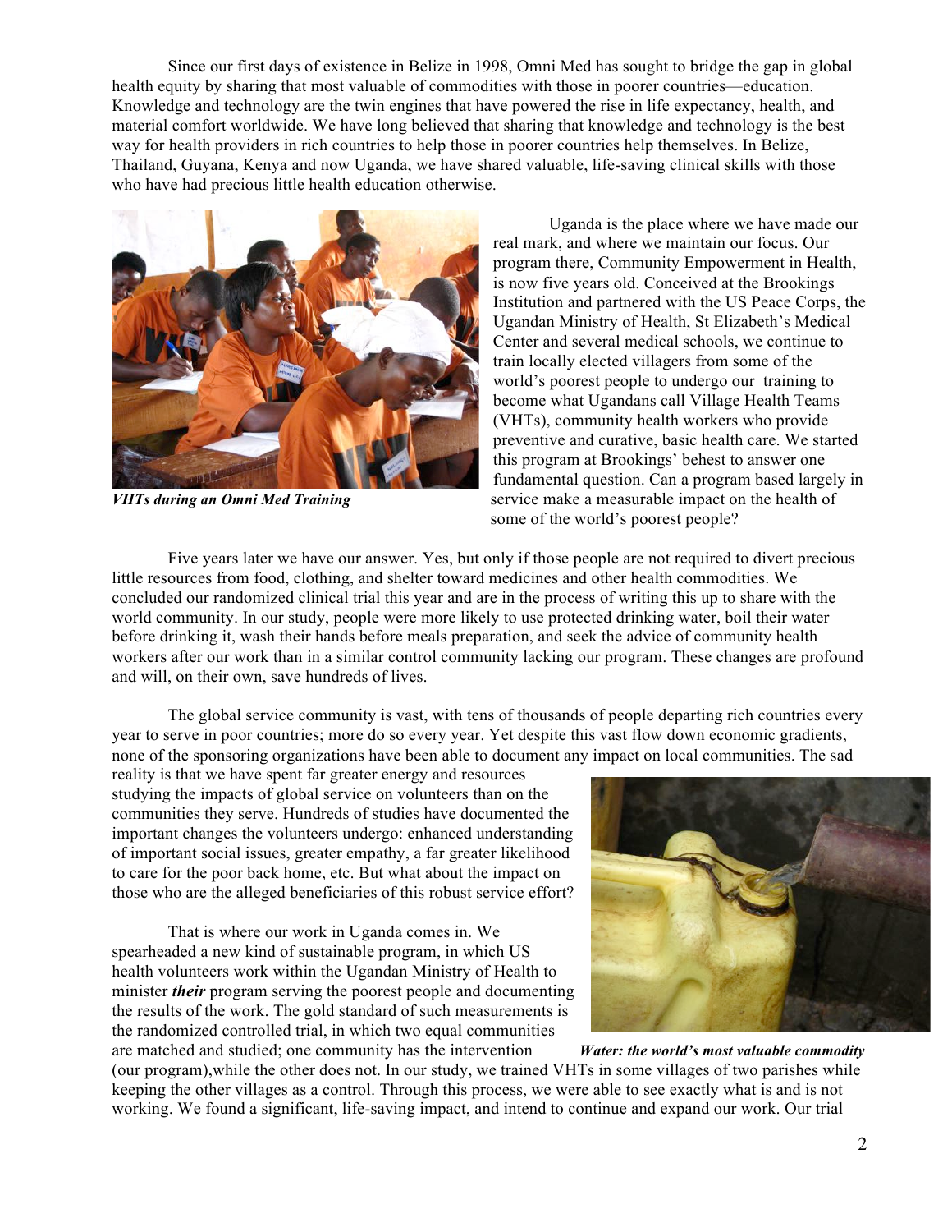Since our first days of existence in Belize in 1998, Omni Med has sought to bridge the gap in global health equity by sharing that most valuable of commodities with those in poorer countries—education. Knowledge and technology are the twin engines that have powered the rise in life expectancy, health, and material comfort worldwide. We have long believed that sharing that knowledge and technology is the best way for health providers in rich countries to help those in poorer countries help themselves. In Belize, Thailand, Guyana, Kenya and now Uganda, we have shared valuable, life-saving clinical skills with those who have had precious little health education otherwise.

***VHTs during an Omni Med Training***

Uganda is the place where we have made our real mark, and where we maintain our focus. Our program there, Community Empowerment in Health, is now five years old. Conceived at the Brookings Institution and partnered with the US Peace Corps, the Ugandan Ministry of Health, St Elizabeth's Medical Center and several medical schools, we continue to train locally elected villagers from some of the world's poorest people to undergo our training to become what Ugandans call Village Health Teams (VHTs), community health workers who provide preventive and curative, basic health care. We started this program at Brookings' behest to answer one fundamental question. Can a program based largely in service make a measurable impact on the health of some of the world's poorest people?

Five years later we have our answer. Yes, but only if those people are not required to divert precious little resources from food, clothing, and shelter toward medicines and other health commodities. We concluded our randomized clinical trial this year and are in the process of writing this up to share with the world community. In our study, people were more likely to use protected drinking water, boil their water before drinking it, wash their hands before meals preparation, and seek the advice of community health workers after our work than in a similar control community lacking our program. These changes are profound and will, on their own, save hundreds of lives.

The global service community is vast, with tens of thousands of people departing rich countries every year to serve in poor countries; more do so every year. Yet despite this vast flow down economic gradients, none of the sponsoring organizations have been able to document any impact on local communities. The sad reality is that we have spent far greater energy and resources studying the impacts of global service on volunteers than on the communities they serve. Hundreds of studies have documented the important changes the volunteers undergo: enhanced understanding of important social issues, greater empathy, a far greater likelihood to care for the poor back home, etc. But what about the impact on those who are the alleged beneficiaries of this robust service effort?

***Water: the world's most valuable commodity***

That is where our work in Uganda comes in. We spearheaded a new kind of sustainable program, in which US health volunteers work within the Ugandan Ministry of Health to minister ***their*** program serving the poorest people and documenting the results of the work. The gold standard of such measurements is the randomized controlled trial, in which two equal communities are matched and studied; one community has the intervention (our program),while the other does not. In our study, we trained VHTs in some villages of two parishes while keeping the other villages as a control. Through this process, we were able to see exactly what is and is not working. We found a significant, life-saving impact, and intend to continue and expand our work. Our trial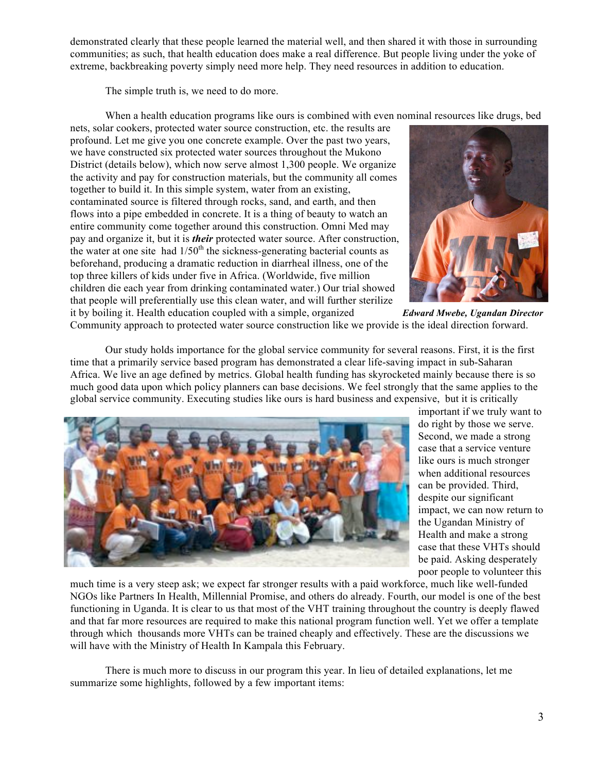demonstrated clearly that these people learned the material well, and then shared it with those in surrounding communities; as such, that health education does make a real difference. But people living under the yoke of extreme, backbreaking poverty simply need more help. They need resources in addition to education.

The simple truth is, we need to do more.

When a health education programs like ours is combined with even nominal resources like drugs, bed nets, solar cookers, protected water source construction, etc. the results are profound. Let me give you one concrete example. Over the past two years, we have constructed six protected water sources throughout the Mukono District (details below), which now serve almost 1,300 people. We organize the activity and pay for construction materials, but the community all comes together to build it. In this simple system, water from an existing, contaminated source is filtered through rocks, sand, and earth, and then flows into a pipe embedded in concrete. It is a thing of beauty to watch an entire community come together around this construction. Omni Med may pay and organize it, but it is ***their*** protected water source. After construction, the water at one site had 1/50$^{th}$ the sickness-generating bacterial counts as beforehand, producing a dramatic reduction in diarrheal illness, one of the top three killers of kids under five in Africa. (Worldwide, five million children die each year from drinking contaminated water.) Our trial showed that people will preferentially use this clean water, and will further sterilize it by boiling it. Health education coupled with a simple, organized Community approach to protected water source construction like we provide is the ideal direction forward.

***Edward Mwebe, Ugandan Director***

Our study holds importance for the global service community for several reasons. First, it is the first time that a primarily service based program has demonstrated a clear life-saving impact in sub-Saharan Africa. We live an age defined by metrics. Global health funding has skyrocketed mainly because there is so much good data upon which policy planners can base decisions. We feel strongly that the same applies to the global service community. Executing studies like ours is hard business and expensive, but it is critically important if we truly want to do right by those we serve. Second, we made a strong case that a service venture like ours is much stronger when additional resources can be provided. Third, despite our significant impact, we can now return to the Ugandan Ministry of Health and make a strong case that these VHTs should be paid. Asking desperately poor people to volunteer this much time is a very steep ask; we expect far stronger results with a paid workforce, much like well-funded NGOs like Partners In Health, Millennial Promise, and others do already. Fourth, our model is one of the best functioning in Uganda. It is clear to us that most of the VHT training throughout the country is deeply flawed and that far more resources are required to make this national program function well. Yet we offer a template through which thousands more VHTs can be trained cheaply and effectively. These are the discussions we will have with the Ministry of Health In Kampala this February.

There is much more to discuss in our program this year. In lieu of detailed explanations, let me summarize some highlights, followed by a few important items: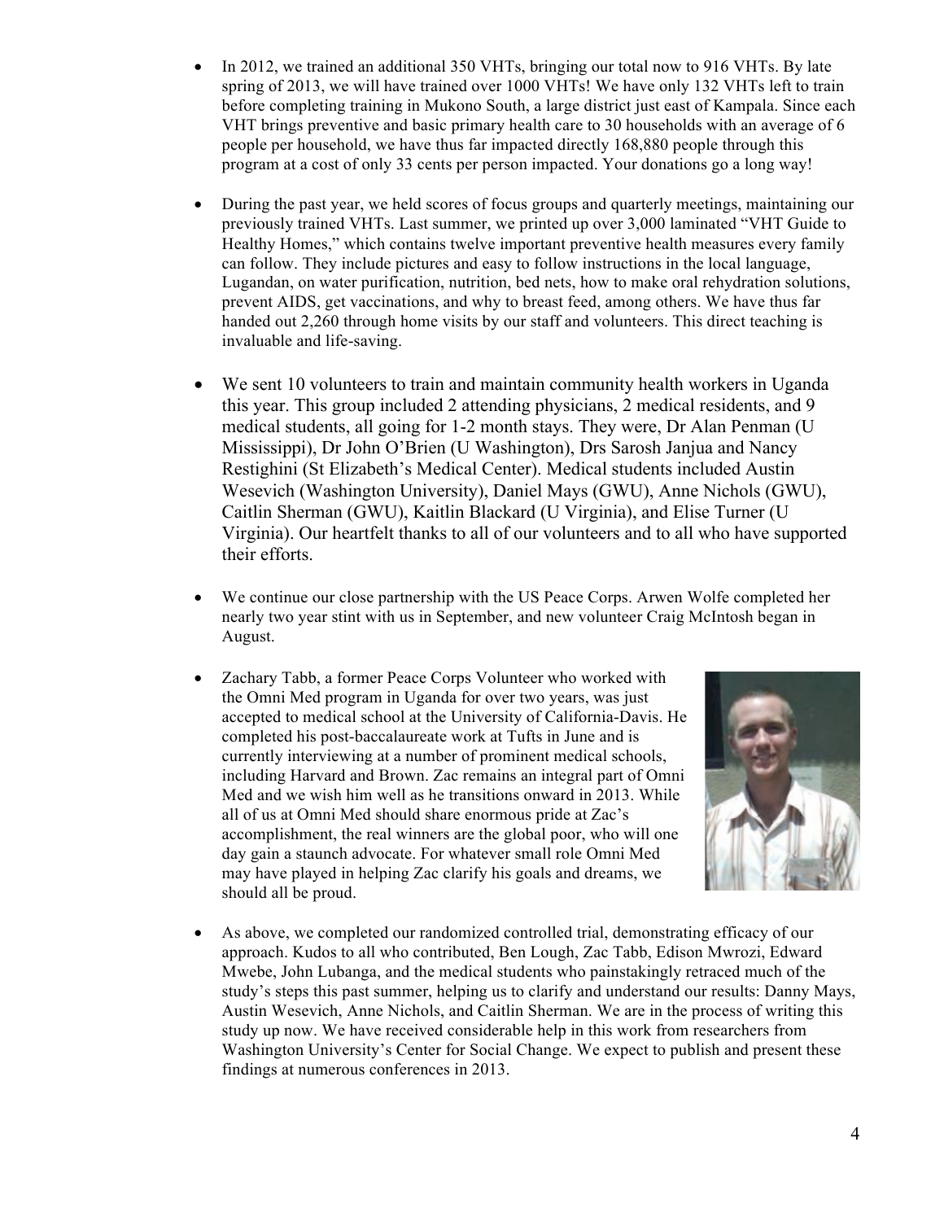- In 2012, we trained an additional 350 VHTs, bringing our total now to 916 VHTs. By late spring of 2013, we will have trained over 1000 VHTs! We have only 132 VHTs left to train before completing training in Mukono South, a large district just east of Kampala. Since each VHT brings preventive and basic primary health care to 30 households with an average of 6 people per household, we have thus far impacted directly 168,880 people through this program at a cost of only 33 cents per person impacted. Your donations go a long way!

- During the past year, we held scores of focus groups and quarterly meetings, maintaining our previously trained VHTs. Last summer, we printed up over 3,000 laminated "VHT Guide to Healthy Homes," which contains twelve important preventive health measures every family can follow. They include pictures and easy to follow instructions in the local language, Lugandan, on water purification, nutrition, bed nets, how to make oral rehydration solutions, prevent AIDS, get vaccinations, and why to breast feed, among others. We have thus far handed out 2,260 through home visits by our staff and volunteers. This direct teaching is invaluable and life-saving.

- We sent 10 volunteers to train and maintain community health workers in Uganda this year. This group included 2 attending physicians, 2 medical residents, and 9 medical students, all going for 1-2 month stays. They were, Dr Alan Penman (U Mississippi), Dr John O'Brien (U Washington), Drs Sarosh Janjua and Nancy Restighini (St Elizabeth's Medical Center). Medical students included Austin Wesevich (Washington University), Daniel Mays (GWU), Anne Nichols (GWU), Caitlin Sherman (GWU), Kaitlin Blackard (U Virginia), and Elise Turner (U Virginia). Our heartfelt thanks to all of our volunteers and to all who have supported their efforts.

- We continue our close partnership with the US Peace Corps. Arwen Wolfe completed her nearly two year stint with us in September, and new volunteer Craig McIntosh began in August.

- Zachary Tabb, a former Peace Corps Volunteer who worked with the Omni Med program in Uganda for over two years, was just accepted to medical school at the University of California-Davis. He completed his post-baccalaureate work at Tufts in June and is currently interviewing at a number of prominent medical schools, including Harvard and Brown. Zac remains an integral part of Omni Med and we wish him well as he transitions onward in 2013. While all of us at Omni Med should share enormous pride at Zac's accomplishment, the real winners are the global poor, who will one day gain a staunch advocate. For whatever small role Omni Med may have played in helping Zac clarify his goals and dreams, we should all be proud.

- As above, we completed our randomized controlled trial, demonstrating efficacy of our approach. Kudos to all who contributed, Ben Lough, Zac Tabb, Edison Mwrozi, Edward Mwebe, John Lubanga, and the medical students who painstakingly retraced much of the study's steps this past summer, helping us to clarify and understand our results: Danny Mays, Austin Wesevich, Anne Nichols, and Caitlin Sherman. We are in the process of writing this study up now. We have received considerable help in this work from researchers from Washington University's Center for Social Change. We expect to publish and present these findings at numerous conferences in 2013.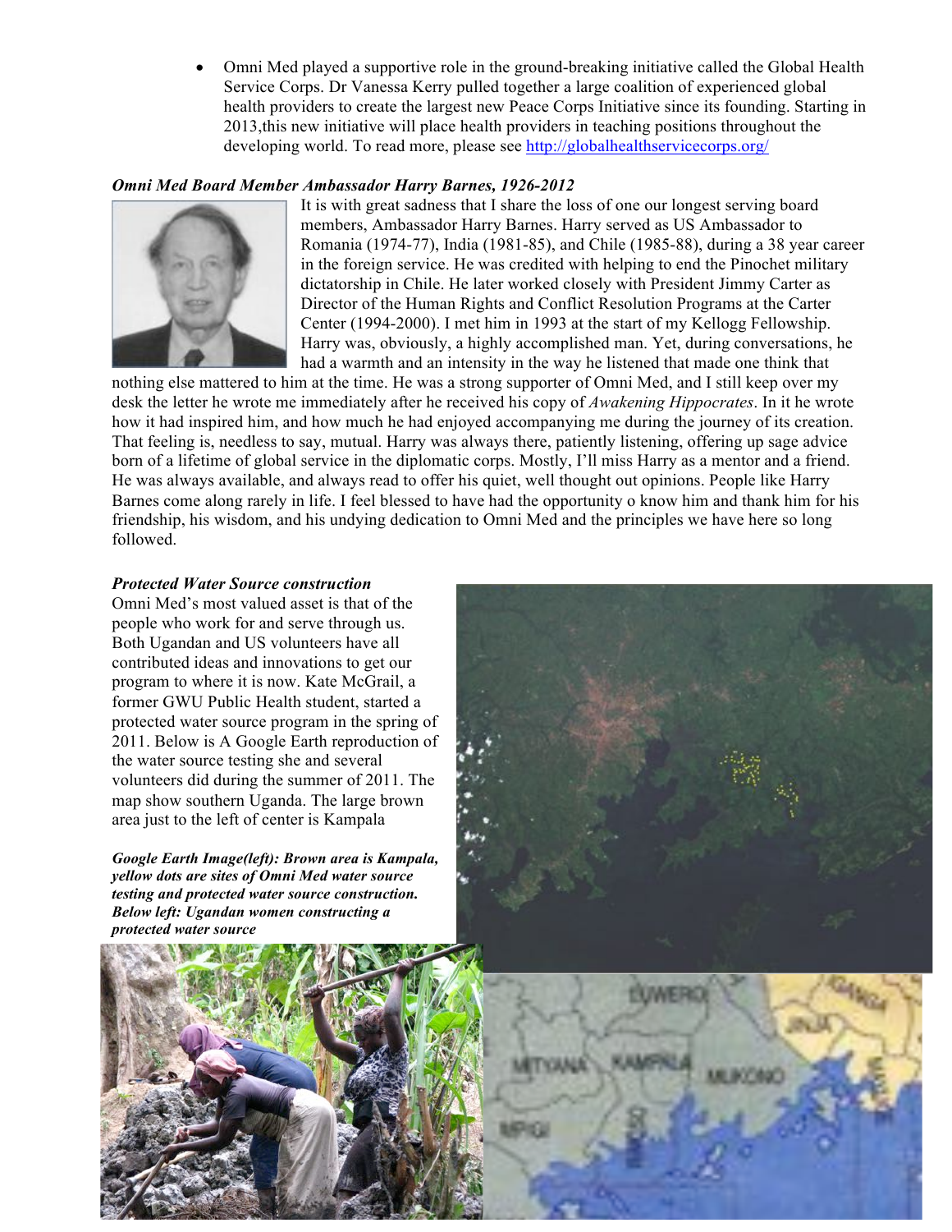- Omni Med played a supportive role in the ground-breaking initiative called the Global Health Service Corps. Dr Vanessa Kerry pulled together a large coalition of experienced global health providers to create the largest new Peace Corps Initiative since its founding. Starting in 2013,this new initiative will place health providers in teaching positions throughout the developing world. To read more, please see http://globalhealthservicecorps.org/

***Omni Med Board Member Ambassador Harry Barnes, 1926-2012***

It is with great sadness that I share the loss of one our longest serving board members, Ambassador Harry Barnes. Harry served as US Ambassador to Romania (1974-77), India (1981-85), and Chile (1985-88), during a 38 year career in the foreign service. He was credited with helping to end the Pinochet military dictatorship in Chile. He later worked closely with President Jimmy Carter as Director of the Human Rights and Conflict Resolution Programs at the Carter Center (1994-2000). I met him in 1993 at the start of my Kellogg Fellowship. Harry was, obviously, a highly accomplished man. Yet, during conversations, he had a warmth and an intensity in the way he listened that made one think that nothing else mattered to him at the time. He was a strong supporter of Omni Med, and I still keep over my desk the letter he wrote me immediately after he received his copy of *Awakening Hippocrates*. In it he wrote how it had inspired him, and how much he had enjoyed accompanying me during the journey of its creation. That feeling is, needless to say, mutual. Harry was always there, patiently listening, offering up sage advice born of a lifetime of global service in the diplomatic corps. Mostly, I'll miss Harry as a mentor and a friend. He was always available, and always read to offer his quiet, well thought out opinions. People like Harry Barnes come along rarely in life. I feel blessed to have had the opportunity o know him and thank him for his friendship, his wisdom, and his undying dedication to Omni Med and the principles we have here so long followed.

***Protected Water Source construction***

Omni Med's most valued asset is that of the people who work for and serve through us. Both Ugandan and US volunteers have all contributed ideas and innovations to get our program to where it is now. Kate McGrail, a former GWU Public Health student, started a protected water source program in the spring of 2011. Below is A Google Earth reproduction of the water source testing she and several volunteers did during the summer of 2011. The map show southern Uganda. The large brown area just to the left of center is Kampala

***Google Earth Image(left): Brown area is Kampala, yellow dots are sites of Omni Med water source testing and protected water source construction. Below left: Ugandan women constructing a protected water source***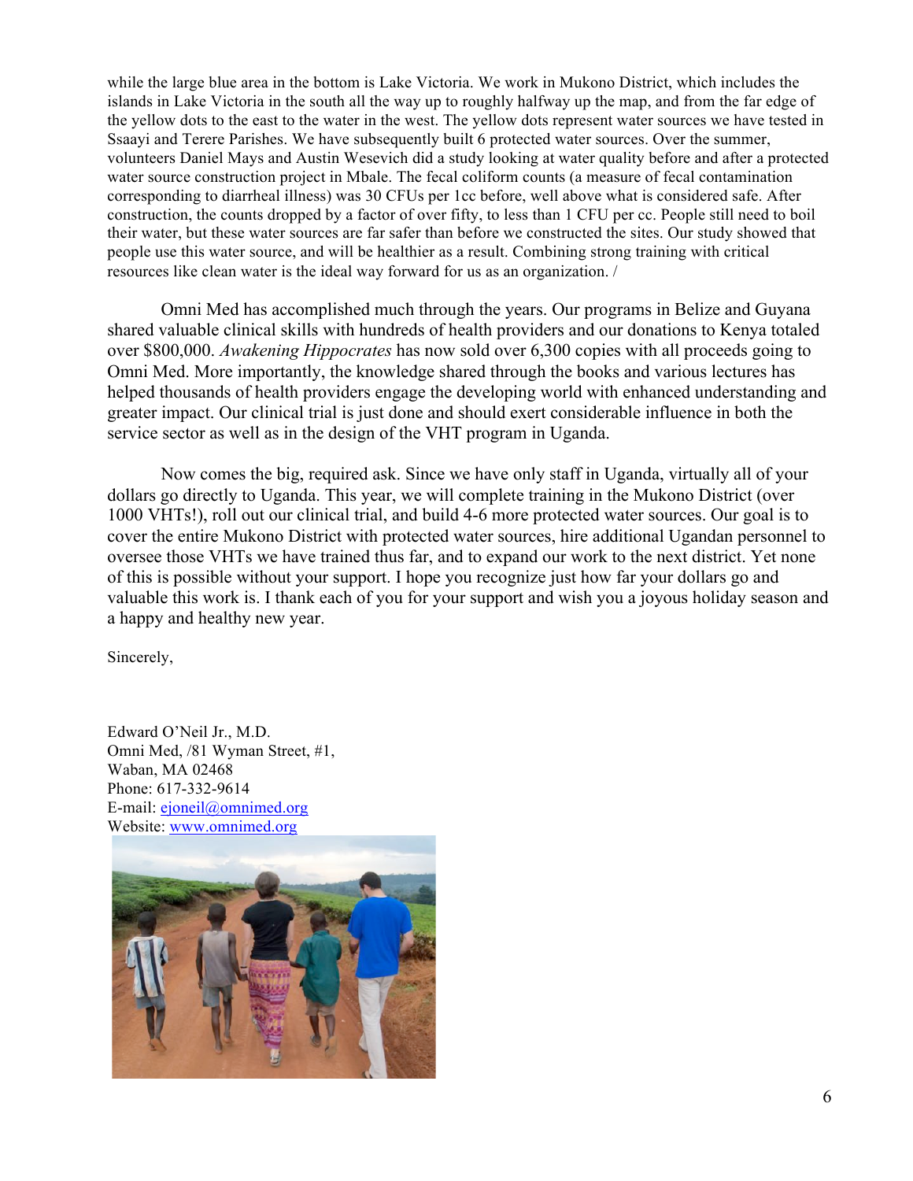while the large blue area in the bottom is Lake Victoria. We work in Mukono District, which includes the islands in Lake Victoria in the south all the way up to roughly halfway up the map, and from the far edge of the yellow dots to the east to the water in the west. The yellow dots represent water sources we have tested in Ssaayi and Terere Parishes. We have subsequently built 6 protected water sources. Over the summer, volunteers Daniel Mays and Austin Wesevich did a study looking at water quality before and after a protected water source construction project in Mbale. The fecal coliform counts (a measure of fecal contamination corresponding to diarrheal illness) was 30 CFUs per 1cc before, well above what is considered safe. After construction, the counts dropped by a factor of over fifty, to less than 1 CFU per cc. People still need to boil their water, but these water sources are far safer than before we constructed the sites. Our study showed that people use this water source, and will be healthier as a result. Combining strong training with critical resources like clean water is the ideal way forward for us as an organization. /

Omni Med has accomplished much through the years. Our programs in Belize and Guyana shared valuable clinical skills with hundreds of health providers and our donations to Kenya totaled over $800,000. *Awakening Hippocrates* has now sold over 6,300 copies with all proceeds going to Omni Med. More importantly, the knowledge shared through the books and various lectures has helped thousands of health providers engage the developing world with enhanced understanding and greater impact. Our clinical trial is just done and should exert considerable influence in both the service sector as well as in the design of the VHT program in Uganda.

Now comes the big, required ask. Since we have only staff in Uganda, virtually all of your dollars go directly to Uganda. This year, we will complete training in the Mukono District (over 1000 VHTs!), roll out our clinical trial, and build 4-6 more protected water sources. Our goal is to cover the entire Mukono District with protected water sources, hire additional Ugandan personnel to oversee those VHTs we have trained thus far, and to expand our work to the next district. Yet none of this is possible without your support. I hope you recognize just how far your dollars go and valuable this work is. I thank each of you for your support and wish you a joyous holiday season and a happy and healthy new year.

Sincerely,

Edward O'Neil Jr., M.D.
Omni Med, /81 Wyman Street, #1,
Waban, MA 02468
Phone: 617-332-9614
E-mail: ejoneil@omnimed.org
Website: www.omnimed.org